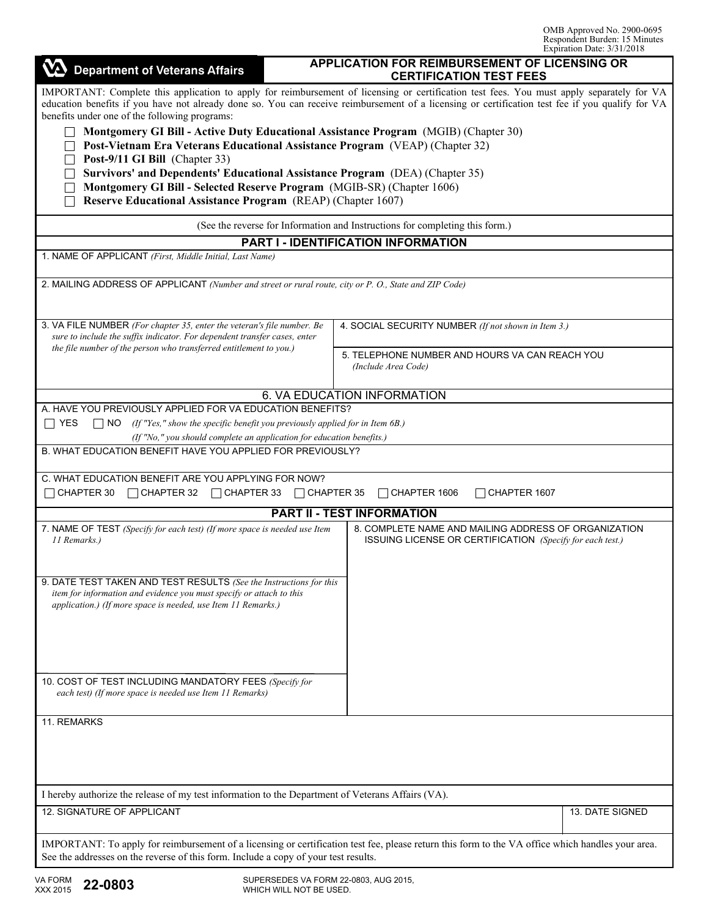OMB Approved No. 2900-0695
Respondent Burden: 15 Minutes
Expiration Date: 3/31/2018

**Department of Veterans Affairs**

# APPLICATION FOR REIMBURSEMENT OF LICENSING OR CERTIFICATION TEST FEES

IMPORTANT: Complete this application to apply for reimbursement of licensing or certification test fees. You must apply separately for VA education benefits if you have not already done so. You can receive reimbursement of a licensing or certification test fee if you qualify for VA benefits under one of the following programs:

- ☐ **Montgomery GI Bill - Active Duty Educational Assistance Program** (MGIB) (Chapter 30)
- ☐ **Post-Vietnam Era Veterans Educational Assistance Program** (VEAP) (Chapter 32)
- ☐ **Post-9/11 GI Bill** (Chapter 33)
- ☐ **Survivors' and Dependents' Educational Assistance Program** (DEA) (Chapter 35)
- ☐ **Montgomery GI Bill - Selected Reserve Program** (MGIB-SR) (Chapter 1606)
- ☐ **Reserve Educational Assistance Program** (REAP) (Chapter 1607)

(See the reverse for Information and Instructions for completing this form.)

## PART I - IDENTIFICATION INFORMATION

1. NAME OF APPLICANT *(First, Middle Initial, Last Name)*

2. MAILING ADDRESS OF APPLICANT *(Number and street or rural route, city or P. O., State and ZIP Code)*

3. VA FILE NUMBER *(For chapter 35, enter the veteran's file number. Be sure to include the suffix indicator. For dependent transfer cases, enter the file number of the person who transferred entitlement to you.)*

4. SOCIAL SECURITY NUMBER *(If not shown in Item 3.)*

5. TELEPHONE NUMBER AND HOURS VA CAN REACH YOU *(Include Area Code)*

### 6. VA EDUCATION INFORMATION

A. HAVE YOU PREVIOUSLY APPLIED FOR VA EDUCATION BENEFITS?

☐ YES ☐ NO *(If "Yes," show the specific benefit you previously applied for in Item 6B.)*
*(If "No," you should complete an application for education benefits.)*

B. WHAT EDUCATION BENEFIT HAVE YOU APPLIED FOR PREVIOUSLY?

C. WHAT EDUCATION BENEFIT ARE YOU APPLYING FOR NOW?

☐ CHAPTER 30 ☐ CHAPTER 32 ☐ CHAPTER 33 ☐ CHAPTER 35 ☐ CHAPTER 1606 ☐ CHAPTER 1607

## PART II - TEST INFORMATION

7. NAME OF TEST *(Specify for each test) (If more space is needed use Item 11 Remarks.)*

8. COMPLETE NAME AND MAILING ADDRESS OF ORGANIZATION ISSUING LICENSE OR CERTIFICATION *(Specify for each test.)*

9. DATE TEST TAKEN AND TEST RESULTS *(See the Instructions for this item for information and evidence you must specify or attach to this application.) (If more space is needed, use Item 11 Remarks.)*

10. COST OF TEST INCLUDING MANDATORY FEES *(Specify for each test) (If more space is needed use Item 11 Remarks)*

11. REMARKS

I hereby authorize the release of my test information to the Department of Veterans Affairs (VA).

12. SIGNATURE OF APPLICANT

13. DATE SIGNED

IMPORTANT: To apply for reimbursement of a licensing or certification test fee, please return this form to the VA office which handles your area. See the addresses on the reverse of this form. Include a copy of your test results.

VA FORM XXX 2015 **22-0803** SUPERSEDES VA FORM 22-0803, AUG 2015, WHICH WILL NOT BE USED.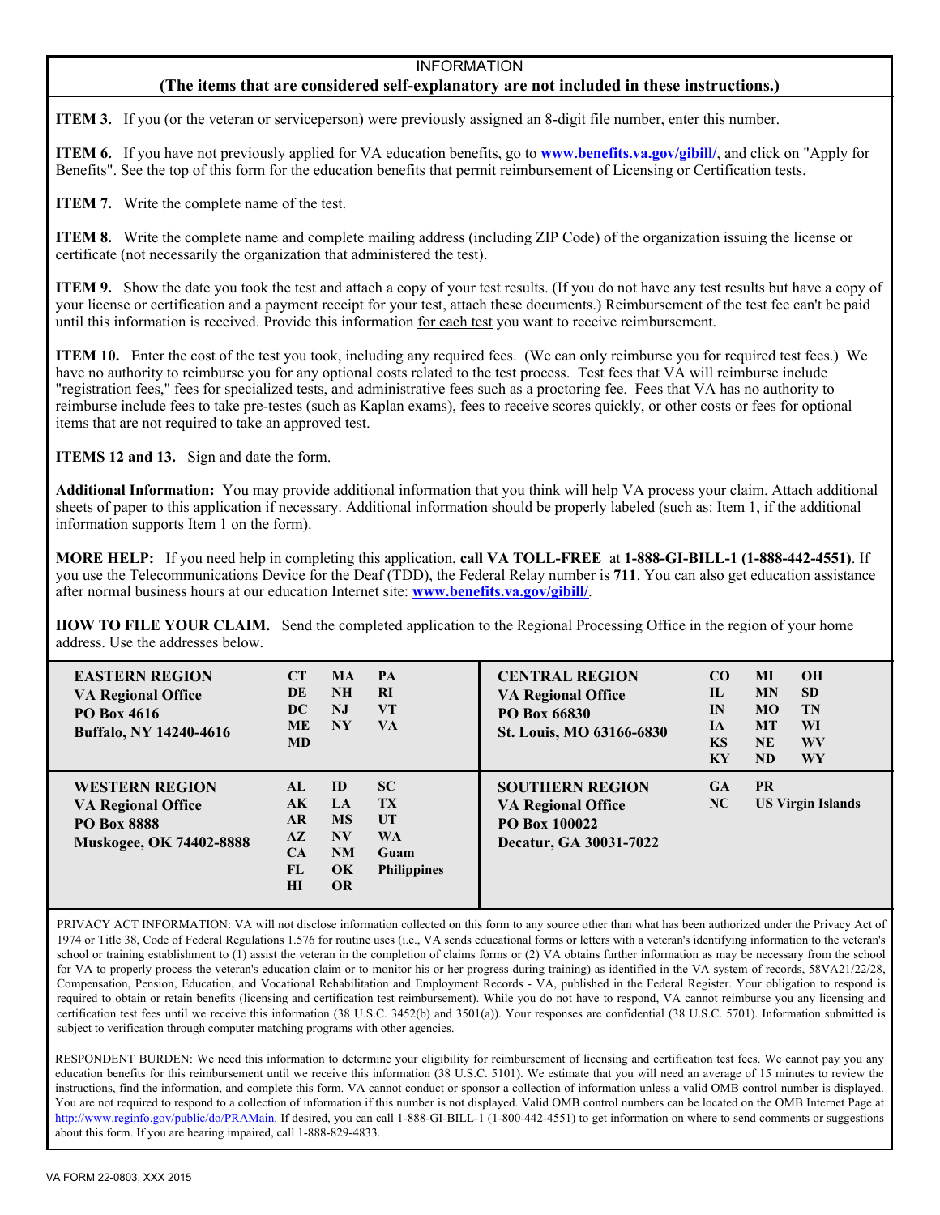## INFORMATION

**(The items that are considered self-explanatory are not included in these instructions.)**

**ITEM 3.** If you (or the veteran or serviceperson) were previously assigned an 8-digit file number, enter this number.

**ITEM 6.** If you have not previously applied for VA education benefits, go to **www.benefits.va.gov/gibill/**, and click on "Apply for Benefits". See the top of this form for the education benefits that permit reimbursement of Licensing or Certification tests.

**ITEM 7.** Write the complete name of the test.

**ITEM 8.** Write the complete name and complete mailing address (including ZIP Code) of the organization issuing the license or certificate (not necessarily the organization that administered the test).

**ITEM 9.** Show the date you took the test and attach a copy of your test results. (If you do not have any test results but have a copy of your license or certification and a payment receipt for your test, attach these documents.) Reimbursement of the test fee can't be paid until this information is received. Provide this information for each test you want to receive reimbursement.

**ITEM 10.** Enter the cost of the test you took, including any required fees. (We can only reimburse you for required test fees.) We have no authority to reimburse you for any optional costs related to the test process. Test fees that VA will reimburse include "registration fees," fees for specialized tests, and administrative fees such as a proctoring fee. Fees that VA has no authority to reimburse include fees to take pre-testes (such as Kaplan exams), fees to receive scores quickly, or other costs or fees for optional items that are not required to take an approved test.

**ITEMS 12 and 13.** Sign and date the form.

**Additional Information:** You may provide additional information that you think will help VA process your claim. Attach additional sheets of paper to this application if necessary. Additional information should be properly labeled (such as: Item 1, if the additional information supports Item 1 on the form).

**MORE HELP:** If you need help in completing this application, **call VA TOLL-FREE** at **1-888-GI-BILL-1 (1-888-442-4551)**. If you use the Telecommunications Device for the Deaf (TDD), the Federal Relay number is **711**. You can also get education assistance after normal business hours at our education Internet site: **www.benefits.va.gov/gibill/**.

**HOW TO FILE YOUR CLAIM.** Send the completed application to the Regional Processing Office in the region of your home address. Use the addresses below.

| Region | States | Region | States |
|---|---|---|---|
| **EASTERN REGION**<br>**VA Regional Office**<br>**PO Box 4616**<br>**Buffalo, NY 14240-4616** | **CT, DE, DC, ME, MD, MA, NH, NJ, NY, PA, RI, VT, VA** | **CENTRAL REGION**<br>**VA Regional Office**<br>**PO Box 66830**<br>**St. Louis, MO 63166-6830** | **CO, IL, IN, IA, KS, KY, MI, MN, MO, MT, NE, ND, OH, SD, TN, WI, WV, WY** |
| **WESTERN REGION**<br>**VA Regional Office**<br>**PO Box 8888**<br>**Muskogee, OK 74402-8888** | **AL, AK, AR, AZ, CA, FL, HI, ID, LA, MS, NV, NM, OK, OR, SC, TX, UT, WA, Guam, Philippines** | **SOUTHERN REGION**<br>**VA Regional Office**<br>**PO Box 100022**<br>**Decatur, GA 30031-7022** | **GA, NC, PR, US Virgin Islands** |

PRIVACY ACT INFORMATION: VA will not disclose information collected on this form to any source other than what has been authorized under the Privacy Act of 1974 or Title 38, Code of Federal Regulations 1.576 for routine uses (i.e., VA sends educational forms or letters with a veteran's identifying information to the veteran's school or training establishment to (1) assist the veteran in the completion of claims forms or (2) VA obtains further information as may be necessary from the school for VA to properly process the veteran's education claim or to monitor his or her progress during training) as identified in the VA system of records, 58VA21/22/28, Compensation, Pension, Education, and Vocational Rehabilitation and Employment Records - VA, published in the Federal Register. Your obligation to respond is required to obtain or retain benefits (licensing and certification test reimbursement). While you do not have to respond, VA cannot reimburse you any licensing and certification test fees until we receive this information (38 U.S.C. 3452(b) and 3501(a)). Your responses are confidential (38 U.S.C. 5701). Information submitted is subject to verification through computer matching programs with other agencies.

RESPONDENT BURDEN: We need this information to determine your eligibility for reimbursement of licensing and certification test fees. We cannot pay you any education benefits for this reimbursement until we receive this information (38 U.S.C. 5101). We estimate that you will need an average of 15 minutes to review the instructions, find the information, and complete this form. VA cannot conduct or sponsor a collection of information unless a valid OMB control number is displayed. You are not required to respond to a collection of information if this number is not displayed. Valid OMB control numbers can be located on the OMB Internet Page at http://www.reginfo.gov/public/do/PRAMain. If desired, you can call 1-888-GI-BILL-1 (1-800-442-4551) to get information on where to send comments or suggestions about this form. If you are hearing impaired, call 1-888-829-4833.

VA FORM 22-0803, XXX 2015